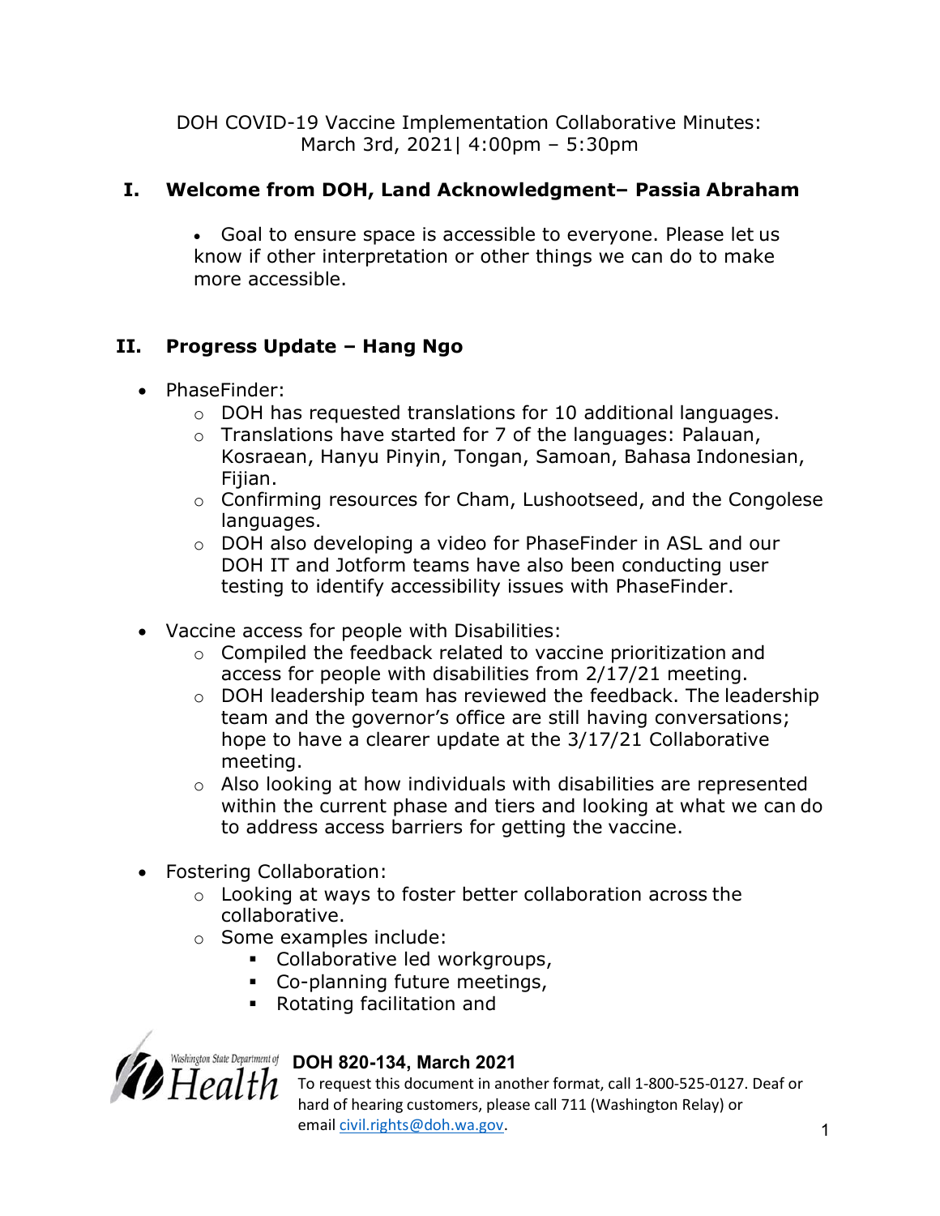DOH COVID-19 Vaccine Implementation Collaborative Minutes: March 3rd, 2021| 4:00pm – 5:30pm

## I. Welcome from DOH, Land Acknowledgment– Passia Abraham

- Goal to ensure space is accessible to everyone. Please let us know if other interpretation or other things we can do to make more accessible.

## II. Progress Update – Hang Ngo

- PhaseFinder:
  - DOH has requested translations for 10 additional languages.
  - Translations have started for 7 of the languages: Palauan, Kosraean, Hanyu Pinyin, Tongan, Samoan, Bahasa Indonesian, Fijian.
  - Confirming resources for Cham, Lushootseed, and the Congolese languages.
  - DOH also developing a video for PhaseFinder in ASL and our DOH IT and Jotform teams have also been conducting user testing to identify accessibility issues with PhaseFinder.
- Vaccine access for people with Disabilities:
  - Compiled the feedback related to vaccine prioritization and access for people with disabilities from 2/17/21 meeting.
  - DOH leadership team has reviewed the feedback. The leadership team and the governor's office are still having conversations; hope to have a clearer update at the 3/17/21 Collaborative meeting.
  - Also looking at how individuals with disabilities are represented within the current phase and tiers and looking at what we can do to address access barriers for getting the vaccine.
- Fostering Collaboration:
  - Looking at ways to foster better collaboration across the collaborative.
  - Some examples include:
    - Collaborative led workgroups,
    - Co-planning future meetings,
    - Rotating facilitation and

**DOH 820-134, March 2021**

To request this document in another format, call 1-800-525-0127. Deaf or hard of hearing customers, please call 711 (Washington Relay) or email civil.rights@doh.wa.gov.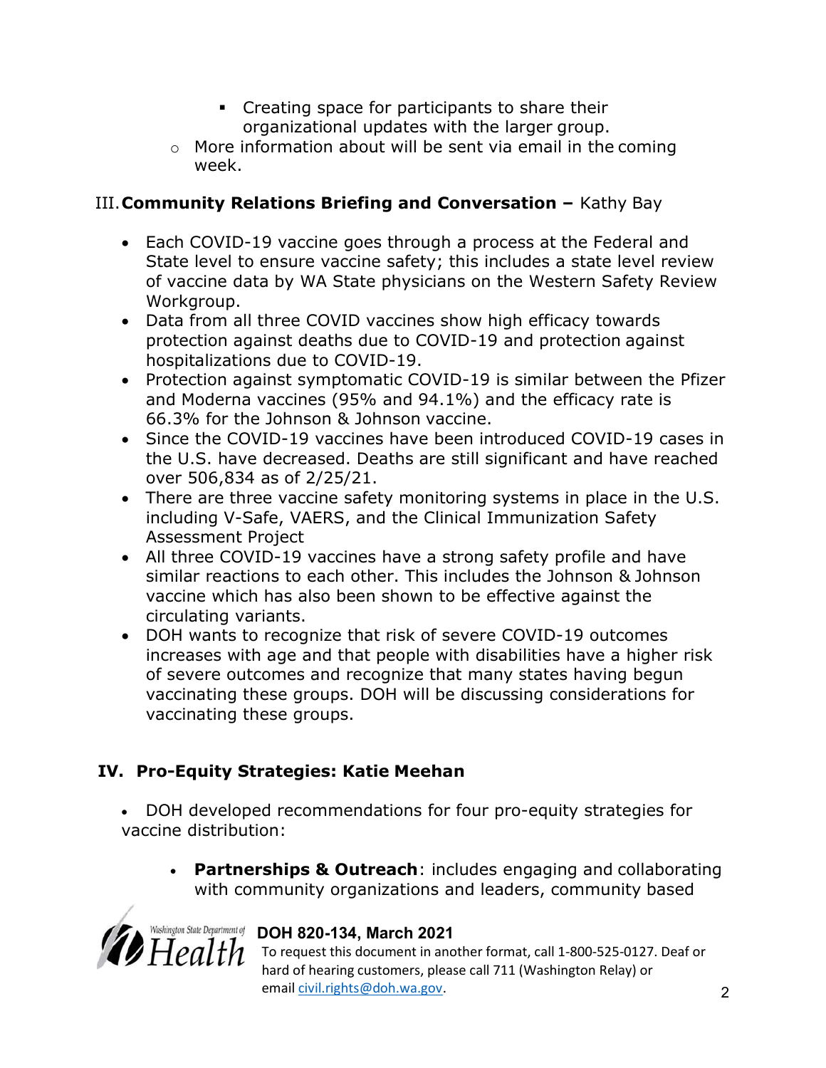- Creating space for participants to share their organizational updates with the larger group.
  - More information about will be sent via email in the coming week.

## III. **Community Relations Briefing and Conversation –** Kathy Bay

- Each COVID-19 vaccine goes through a process at the Federal and State level to ensure vaccine safety; this includes a state level review of vaccine data by WA State physicians on the Western Safety Review Workgroup.
- Data from all three COVID vaccines show high efficacy towards protection against deaths due to COVID-19 and protection against hospitalizations due to COVID-19.
- Protection against symptomatic COVID-19 is similar between the Pfizer and Moderna vaccines (95% and 94.1%) and the efficacy rate is 66.3% for the Johnson & Johnson vaccine.
- Since the COVID-19 vaccines have been introduced COVID-19 cases in the U.S. have decreased. Deaths are still significant and have reached over 506,834 as of 2/25/21.
- There are three vaccine safety monitoring systems in place in the U.S. including V-Safe, VAERS, and the Clinical Immunization Safety Assessment Project
- All three COVID-19 vaccines have a strong safety profile and have similar reactions to each other. This includes the Johnson & Johnson vaccine which has also been shown to be effective against the circulating variants.
- DOH wants to recognize that risk of severe COVID-19 outcomes increases with age and that people with disabilities have a higher risk of severe outcomes and recognize that many states having begun vaccinating these groups. DOH will be discussing considerations for vaccinating these groups.

## IV. Pro-Equity Strategies: Katie Meehan

- DOH developed recommendations for four pro-equity strategies for vaccine distribution:
  - **Partnerships & Outreach**: includes engaging and collaborating with community organizations and leaders, community based

**DOH 820-134, March 2021**
To request this document in another format, call 1-800-525-0127. Deaf or hard of hearing customers, please call 711 (Washington Relay) or email civil.rights@doh.wa.gov.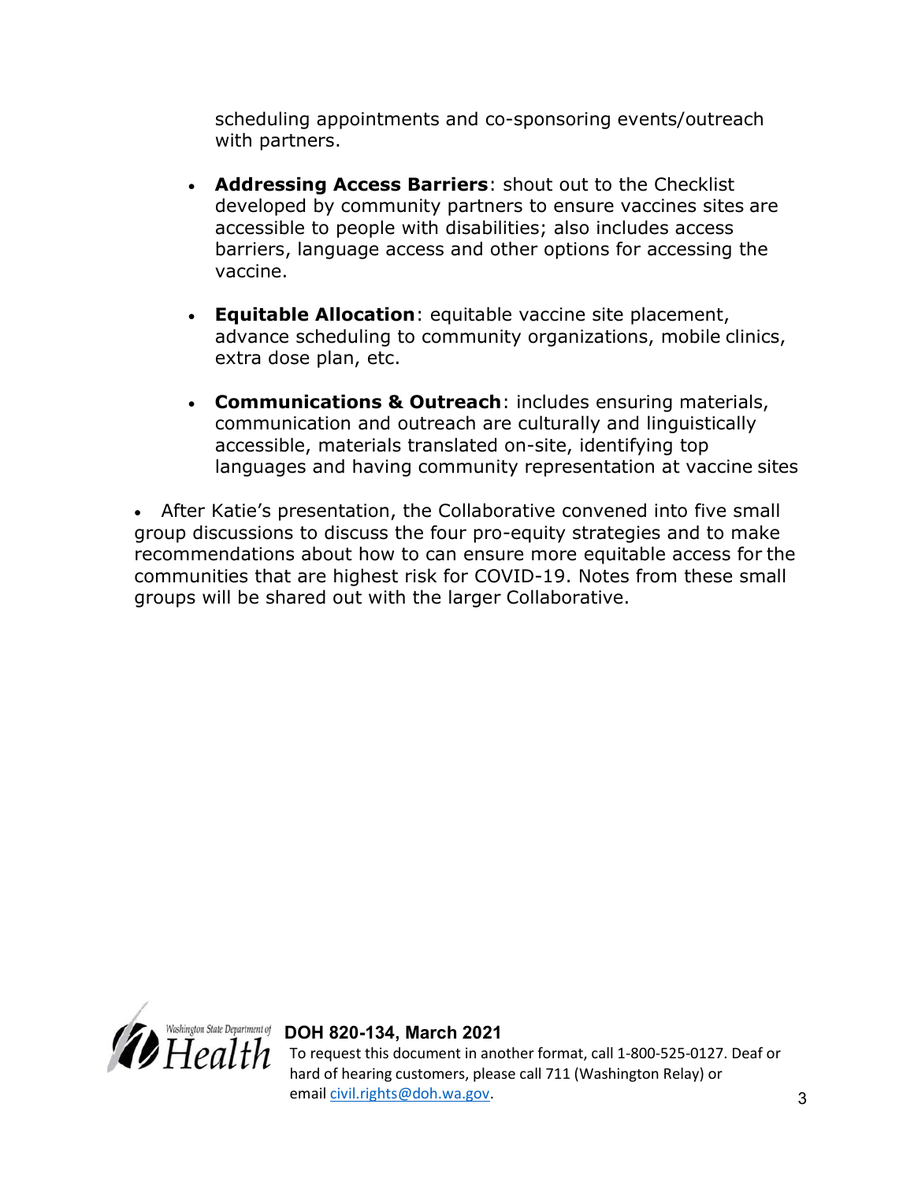scheduling appointments and co-sponsoring events/outreach with partners.

- **Addressing Access Barriers**: shout out to the Checklist developed by community partners to ensure vaccines sites are accessible to people with disabilities; also includes access barriers, language access and other options for accessing the vaccine.
- **Equitable Allocation**: equitable vaccine site placement, advance scheduling to community organizations, mobile clinics, extra dose plan, etc.
- **Communications & Outreach**: includes ensuring materials, communication and outreach are culturally and linguistically accessible, materials translated on-site, identifying top languages and having community representation at vaccine sites

- After Katie's presentation, the Collaborative convened into five small group discussions to discuss the four pro-equity strategies and to make recommendations about how to can ensure more equitable access for the communities that are highest risk for COVID-19. Notes from these small groups will be shared out with the larger Collaborative.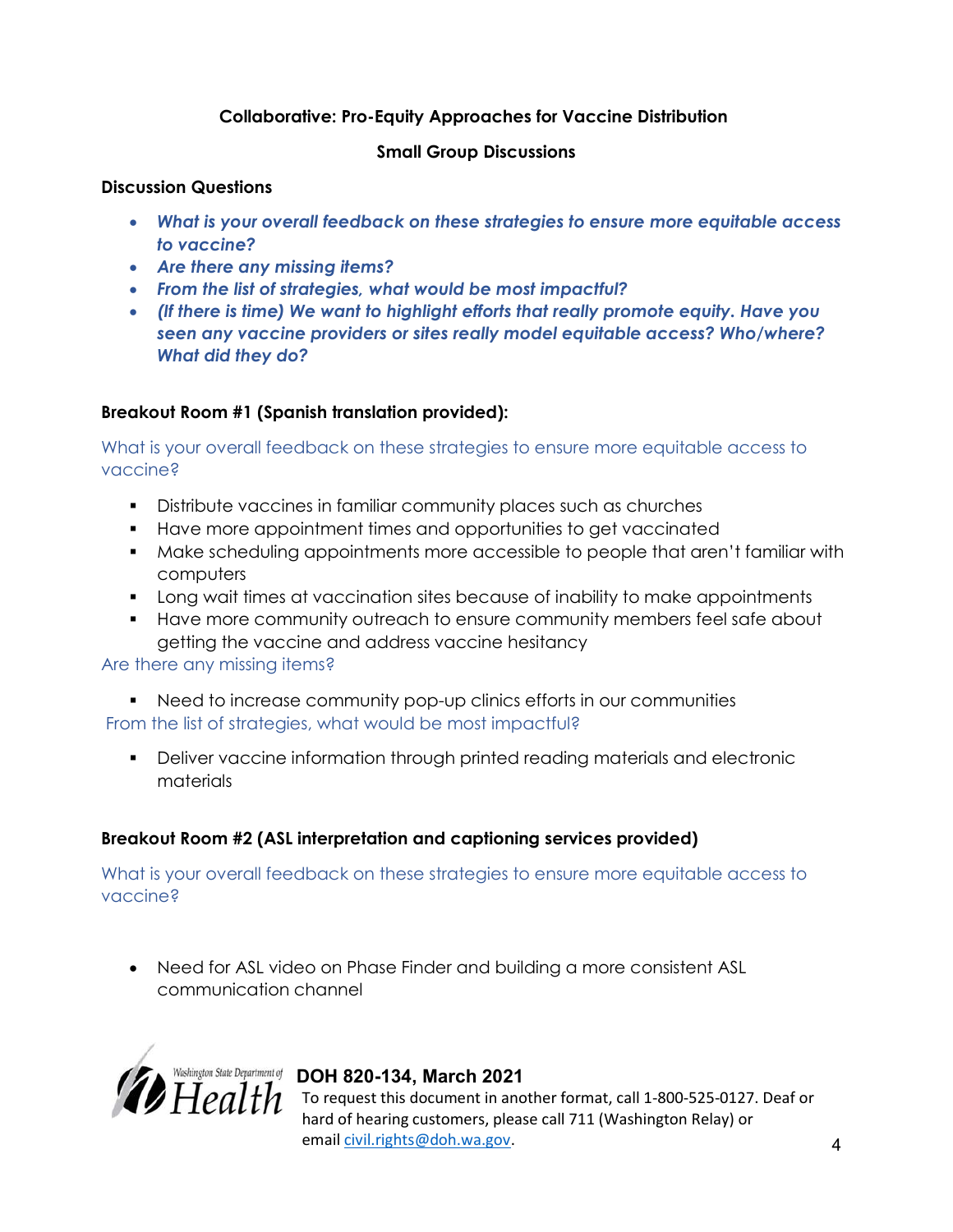**Collaborative: Pro-Equity Approaches for Vaccine Distribution**

**Small Group Discussions**

**Discussion Questions**

- ***What is your overall feedback on these strategies to ensure more equitable access to vaccine?***
- ***Are there any missing items?***
- ***From the list of strategies, what would be most impactful?***
- ***(If there is time) We want to highlight efforts that really promote equity. Have you seen any vaccine providers or sites really model equitable access? Who/where? What did they do?***

**Breakout Room #1 (Spanish translation provided):**

What is your overall feedback on these strategies to ensure more equitable access to vaccine?

- Distribute vaccines in familiar community places such as churches
- Have more appointment times and opportunities to get vaccinated
- Make scheduling appointments more accessible to people that aren't familiar with computers
- Long wait times at vaccination sites because of inability to make appointments
- Have more community outreach to ensure community members feel safe about getting the vaccine and address vaccine hesitancy

Are there any missing items?

- Need to increase community pop-up clinics efforts in our communities

From the list of strategies, what would be most impactful?

- Deliver vaccine information through printed reading materials and electronic materials

**Breakout Room #2 (ASL interpretation and captioning services provided)**

What is your overall feedback on these strategies to ensure more equitable access to vaccine?

- Need for ASL video on Phase Finder and building a more consistent ASL communication channel

**DOH 820-134, March 2021**
To request this document in another format, call 1-800-525-0127. Deaf or hard of hearing customers, please call 711 (Washington Relay) or email civil.rights@doh.wa.gov.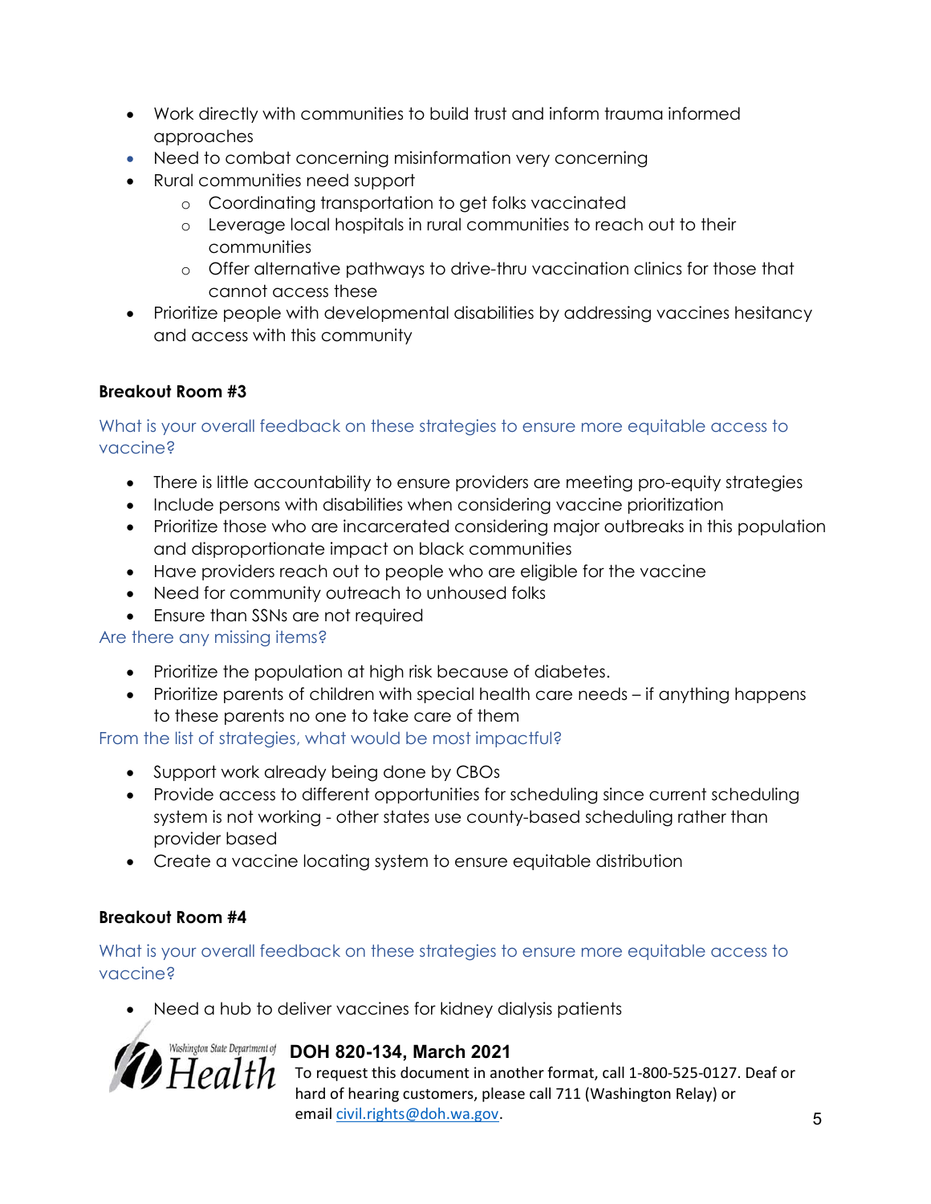- Work directly with communities to build trust and inform trauma informed approaches
- Need to combat concerning misinformation very concerning
- Rural communities need support
  - Coordinating transportation to get folks vaccinated
  - Leverage local hospitals in rural communities to reach out to their communities
  - Offer alternative pathways to drive-thru vaccination clinics for those that cannot access these
- Prioritize people with developmental disabilities by addressing vaccines hesitancy and access with this community

**Breakout Room #3**

What is your overall feedback on these strategies to ensure more equitable access to vaccine?

- There is little accountability to ensure providers are meeting pro-equity strategies
- Include persons with disabilities when considering vaccine prioritization
- Prioritize those who are incarcerated considering major outbreaks in this population and disproportionate impact on black communities
- Have providers reach out to people who are eligible for the vaccine
- Need for community outreach to unhoused folks
- Ensure than SSNs are not required

Are there any missing items?

- Prioritize the population at high risk because of diabetes.
- Prioritize parents of children with special health care needs – if anything happens to these parents no one to take care of them

From the list of strategies, what would be most impactful?

- Support work already being done by CBOs
- Provide access to different opportunities for scheduling since current scheduling system is not working - other states use county-based scheduling rather than provider based
- Create a vaccine locating system to ensure equitable distribution

**Breakout Room #4**

What is your overall feedback on these strategies to ensure more equitable access to vaccine?

- Need a hub to deliver vaccines for kidney dialysis patients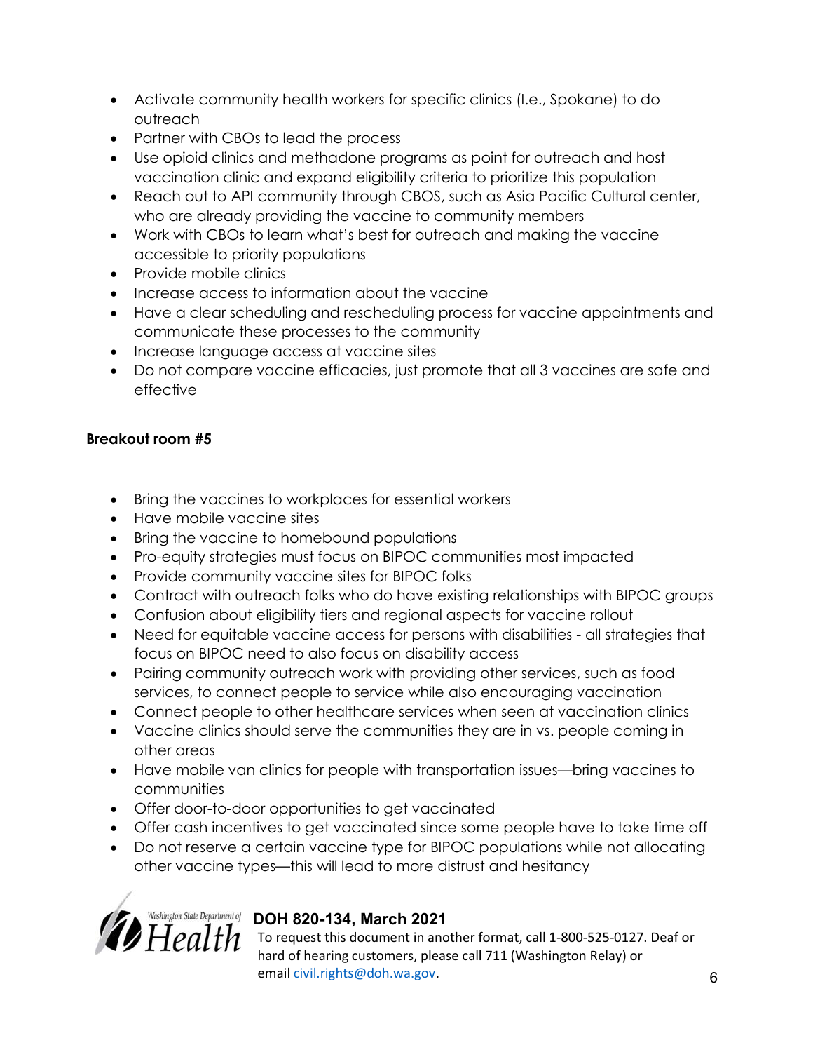- Activate community health workers for specific clinics (I.e., Spokane) to do outreach
- Partner with CBOs to lead the process
- Use opioid clinics and methadone programs as point for outreach and host vaccination clinic and expand eligibility criteria to prioritize this population
- Reach out to API community through CBOS, such as Asia Pacific Cultural center, who are already providing the vaccine to community members
- Work with CBOs to learn what's best for outreach and making the vaccine accessible to priority populations
- Provide mobile clinics
- Increase access to information about the vaccine
- Have a clear scheduling and rescheduling process for vaccine appointments and communicate these processes to the community
- Increase language access at vaccine sites
- Do not compare vaccine efficacies, just promote that all 3 vaccines are safe and effective

**Breakout room #5**

- Bring the vaccines to workplaces for essential workers
- Have mobile vaccine sites
- Bring the vaccine to homebound populations
- Pro-equity strategies must focus on BIPOC communities most impacted
- Provide community vaccine sites for BIPOC folks
- Contract with outreach folks who do have existing relationships with BIPOC groups
- Confusion about eligibility tiers and regional aspects for vaccine rollout
- Need for equitable vaccine access for persons with disabilities - all strategies that focus on BIPOC need to also focus on disability access
- Pairing community outreach work with providing other services, such as food services, to connect people to service while also encouraging vaccination
- Connect people to other healthcare services when seen at vaccination clinics
- Vaccine clinics should serve the communities they are in vs. people coming in other areas
- Have mobile van clinics for people with transportation issues—bring vaccines to communities
- Offer door-to-door opportunities to get vaccinated
- Offer cash incentives to get vaccinated since some people have to take time off
- Do not reserve a certain vaccine type for BIPOC populations while not allocating other vaccine types—this will lead to more distrust and hesitancy

Washington State Department of Health

**DOH 820-134, March 2021**

To request this document in another format, call 1-800-525-0127. Deaf or hard of hearing customers, please call 711 (Washington Relay) or email civil.rights@doh.wa.gov.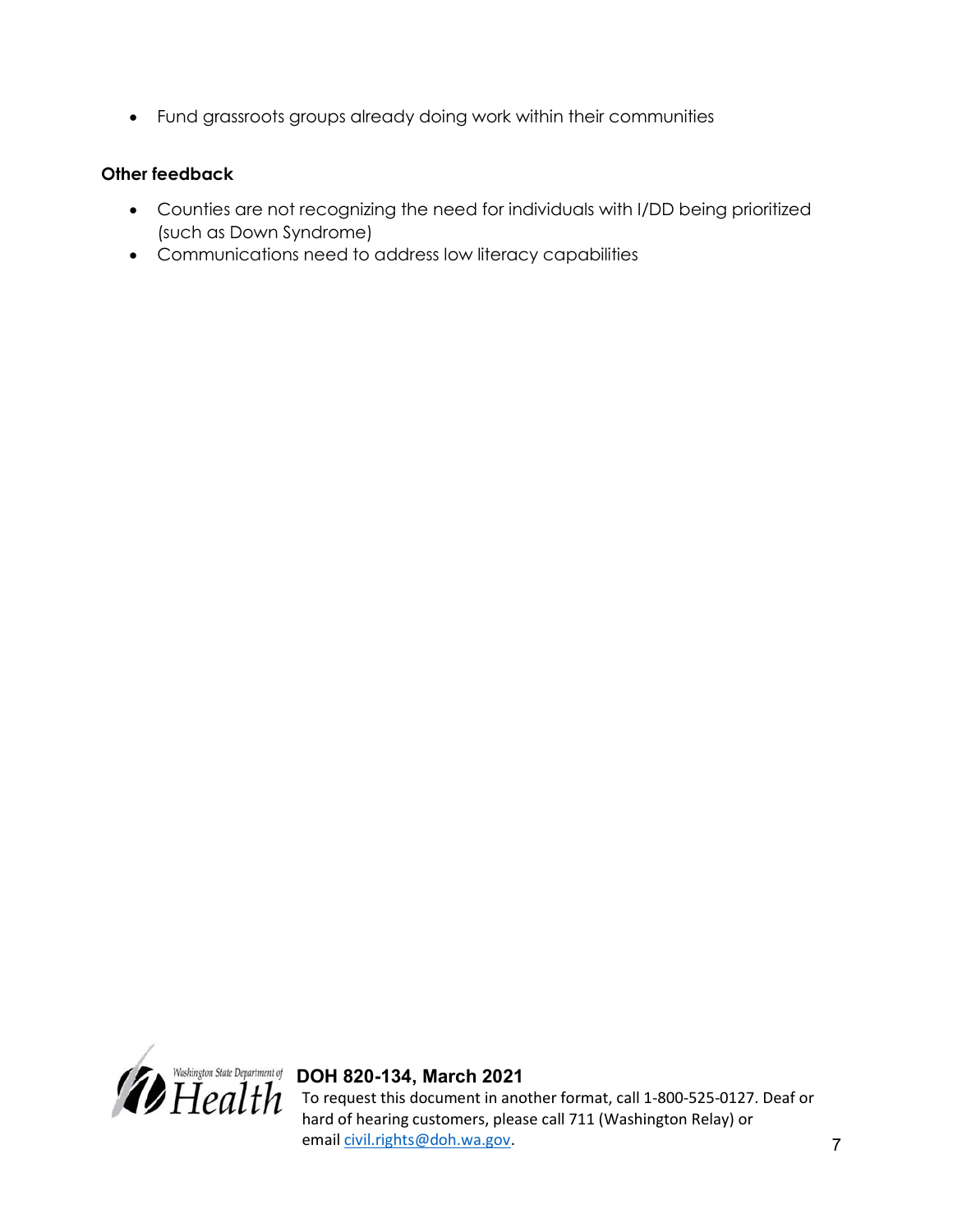- Fund grassroots groups already doing work within their communities

### Other feedback

- Counties are not recognizing the need for individuals with I/DD being prioritized (such as Down Syndrome)
- Communications need to address low literacy capabilities

**DOH 820-134, March 2021**

To request this document in another format, call 1-800-525-0127. Deaf or hard of hearing customers, please call 711 (Washington Relay) or email civil.rights@doh.wa.gov.